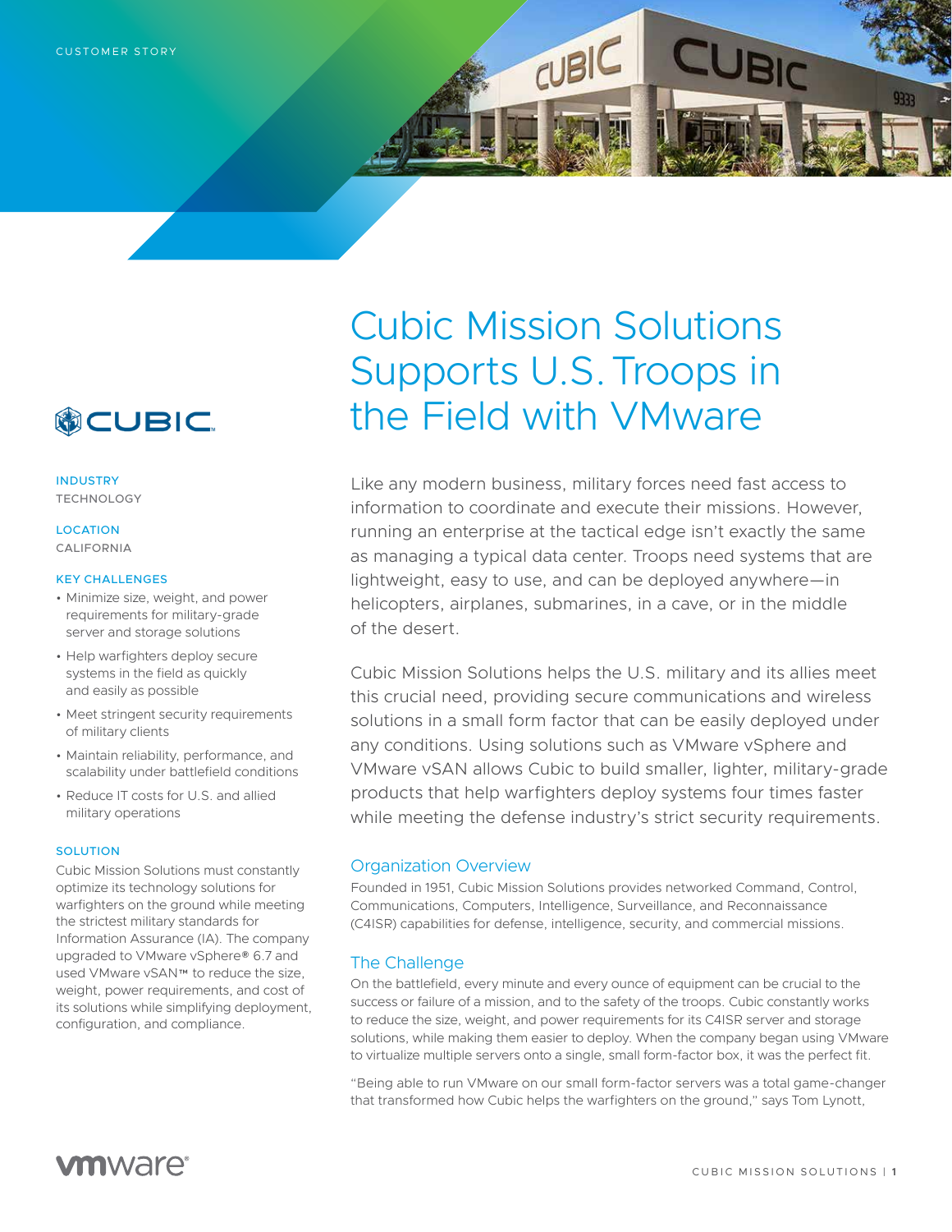CUSTOMER STORY

# Cubic Mission Solutions Supports U.S. Troops in the Field with VMware

**INDUSTRY**
TECHNOLOGY

**LOCATION**
CALIFORNIA

**KEY CHALLENGES**

- Minimize size, weight, and power requirements for military-grade server and storage solutions
- Help warfighters deploy secure systems in the field as quickly and easily as possible
- Meet stringent security requirements of military clients
- Maintain reliability, performance, and scalability under battlefield conditions
- Reduce IT costs for U.S. and allied military operations

**SOLUTION**

Cubic Mission Solutions must constantly optimize its technology solutions for warfighters on the ground while meeting the strictest military standards for Information Assurance (IA). The company upgraded to VMware vSphere® 6.7 and used VMware vSAN™ to reduce the size, weight, power requirements, and cost of its solutions while simplifying deployment, configuration, and compliance.

Like any modern business, military forces need fast access to information to coordinate and execute their missions. However, running an enterprise at the tactical edge isn't exactly the same as managing a typical data center. Troops need systems that are lightweight, easy to use, and can be deployed anywhere—in helicopters, airplanes, submarines, in a cave, or in the middle of the desert.

Cubic Mission Solutions helps the U.S. military and its allies meet this crucial need, providing secure communications and wireless solutions in a small form factor that can be easily deployed under any conditions. Using solutions such as VMware vSphere and VMware vSAN allows Cubic to build smaller, lighter, military-grade products that help warfighters deploy systems four times faster while meeting the defense industry's strict security requirements.

## Organization Overview

Founded in 1951, Cubic Mission Solutions provides networked Command, Control, Communications, Computers, Intelligence, Surveillance, and Reconnaissance (C4ISR) capabilities for defense, intelligence, security, and commercial missions.

## The Challenge

On the battlefield, every minute and every ounce of equipment can be crucial to the success or failure of a mission, and to the safety of the troops. Cubic constantly works to reduce the size, weight, and power requirements for its C4ISR server and storage solutions, while making them easier to deploy. When the company began using VMware to virtualize multiple servers onto a single, small form-factor box, it was the perfect fit.

"Being able to run VMware on our small form-factor servers was a total game-changer that transformed how Cubic helps the warfighters on the ground," says Tom Lynott,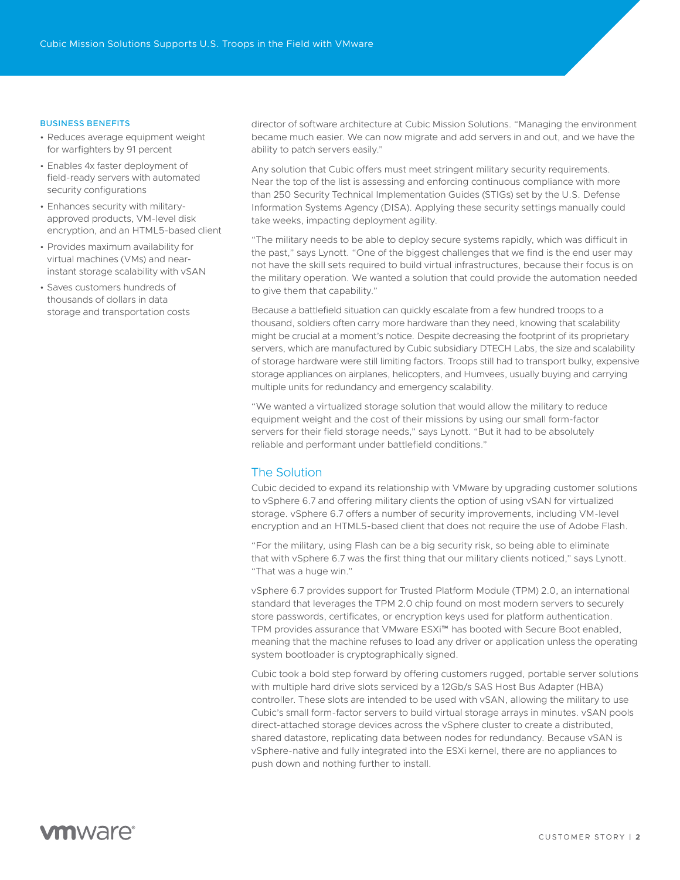### BUSINESS BENEFITS

- Reduces average equipment weight for warfighters by 91 percent
- Enables 4x faster deployment of field-ready servers with automated security configurations
- Enhances security with military-approved products, VM-level disk encryption, and an HTML5-based client
- Provides maximum availability for virtual machines (VMs) and near-instant storage scalability with vSAN
- Saves customers hundreds of thousands of dollars in data storage and transportation costs

director of software architecture at Cubic Mission Solutions. "Managing the environment became much easier. We can now migrate and add servers in and out, and we have the ability to patch servers easily."

Any solution that Cubic offers must meet stringent military security requirements. Near the top of the list is assessing and enforcing continuous compliance with more than 250 Security Technical Implementation Guides (STIGs) set by the U.S. Defense Information Systems Agency (DISA). Applying these security settings manually could take weeks, impacting deployment agility.

"The military needs to be able to deploy secure systems rapidly, which was difficult in the past," says Lynott. "One of the biggest challenges that we find is the end user may not have the skill sets required to build virtual infrastructures, because their focus is on the military operation. We wanted a solution that could provide the automation needed to give them that capability."

Because a battlefield situation can quickly escalate from a few hundred troops to a thousand, soldiers often carry more hardware than they need, knowing that scalability might be crucial at a moment's notice. Despite decreasing the footprint of its proprietary servers, which are manufactured by Cubic subsidiary DTECH Labs, the size and scalability of storage hardware were still limiting factors. Troops still had to transport bulky, expensive storage appliances on airplanes, helicopters, and Humvees, usually buying and carrying multiple units for redundancy and emergency scalability.

"We wanted a virtualized storage solution that would allow the military to reduce equipment weight and the cost of their missions by using our small form-factor servers for their field storage needs," says Lynott. "But it had to be absolutely reliable and performant under battlefield conditions."

## The Solution

Cubic decided to expand its relationship with VMware by upgrading customer solutions to vSphere 6.7 and offering military clients the option of using vSAN for virtualized storage. vSphere 6.7 offers a number of security improvements, including VM-level encryption and an HTML5-based client that does not require the use of Adobe Flash.

"For the military, using Flash can be a big security risk, so being able to eliminate that with vSphere 6.7 was the first thing that our military clients noticed," says Lynott. "That was a huge win."

vSphere 6.7 provides support for Trusted Platform Module (TPM) 2.0, an international standard that leverages the TPM 2.0 chip found on most modern servers to securely store passwords, certificates, or encryption keys used for platform authentication. TPM provides assurance that VMware ESXi™ has booted with Secure Boot enabled, meaning that the machine refuses to load any driver or application unless the operating system bootloader is cryptographically signed.

Cubic took a bold step forward by offering customers rugged, portable server solutions with multiple hard drive slots serviced by a 12Gb/s SAS Host Bus Adapter (HBA) controller. These slots are intended to be used with vSAN, allowing the military to use Cubic's small form-factor servers to build virtual storage arrays in minutes. vSAN pools direct-attached storage devices across the vSphere cluster to create a distributed, shared datastore, replicating data between nodes for redundancy. Because vSAN is vSphere-native and fully integrated into the ESXi kernel, there are no appliances to push down and nothing further to install.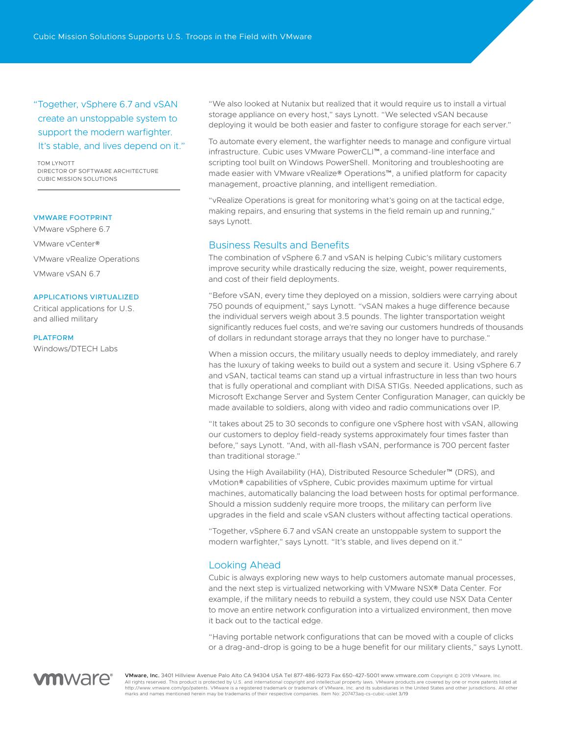"Together, vSphere 6.7 and vSAN create an unstoppable system to support the modern warfighter. It's stable, and lives depend on it."

TOM LYNOTT
DIRECTOR OF SOFTWARE ARCHITECTURE
CUBIC MISSION SOLUTIONS

**VMWARE FOOTPRINT**

VMware vSphere 6.7

VMware vCenter®

VMware vRealize Operations

VMware vSAN 6.7

**APPLICATIONS VIRTUALIZED**

Critical applications for U.S. and allied military

**PLATFORM**

Windows/DTECH Labs

"We also looked at Nutanix but realized that it would require us to install a virtual storage appliance on every host," says Lynott. "We selected vSAN because deploying it would be both easier and faster to configure storage for each server."

To automate every element, the warfighter needs to manage and configure virtual infrastructure. Cubic uses VMware PowerCLI™, a command-line interface and scripting tool built on Windows PowerShell. Monitoring and troubleshooting are made easier with VMware vRealize® Operations™, a unified platform for capacity management, proactive planning, and intelligent remediation.

"vRealize Operations is great for monitoring what's going on at the tactical edge, making repairs, and ensuring that systems in the field remain up and running," says Lynott.

## Business Results and Benefits

The combination of vSphere 6.7 and vSAN is helping Cubic's military customers improve security while drastically reducing the size, weight, power requirements, and cost of their field deployments.

"Before vSAN, every time they deployed on a mission, soldiers were carrying about 750 pounds of equipment," says Lynott. "vSAN makes a huge difference because the individual servers weigh about 3.5 pounds. The lighter transportation weight significantly reduces fuel costs, and we're saving our customers hundreds of thousands of dollars in redundant storage arrays that they no longer have to purchase."

When a mission occurs, the military usually needs to deploy immediately, and rarely has the luxury of taking weeks to build out a system and secure it. Using vSphere 6.7 and vSAN, tactical teams can stand up a virtual infrastructure in less than two hours that is fully operational and compliant with DISA STIGs. Needed applications, such as Microsoft Exchange Server and System Center Configuration Manager, can quickly be made available to soldiers, along with video and radio communications over IP.

"It takes about 25 to 30 seconds to configure one vSphere host with vSAN, allowing our customers to deploy field-ready systems approximately four times faster than before," says Lynott. "And, with all-flash vSAN, performance is 700 percent faster than traditional storage."

Using the High Availability (HA), Distributed Resource Scheduler™ (DRS), and vMotion® capabilities of vSphere, Cubic provides maximum uptime for virtual machines, automatically balancing the load between hosts for optimal performance. Should a mission suddenly require more troops, the military can perform live upgrades in the field and scale vSAN clusters without affecting tactical operations.

"Together, vSphere 6.7 and vSAN create an unstoppable system to support the modern warfighter," says Lynott. "It's stable, and lives depend on it."

## Looking Ahead

Cubic is always exploring new ways to help customers automate manual processes, and the next step is virtualized networking with VMware NSX® Data Center. For example, if the military needs to rebuild a system, they could use NSX Data Center to move an entire network configuration into a virtualized environment, then move it back out to the tactical edge.

"Having portable network configurations that can be moved with a couple of clicks or a drag-and-drop is going to be a huge benefit for our military clients," says Lynott.

**VMware, Inc.** 3401 Hillview Avenue Palo Alto CA 94304 USA Tel 877-486-9273 Fax 650-427-5001 www.vmware.com Copyright © 2019 VMware, Inc. All rights reserved. This product is protected by U.S. and international copyright and intellectual property laws. VMware products are covered by one or more patents listed at http://www.vmware.com/go/patents. VMware is a registered trademark or trademark of VMware, Inc. and its subsidiaries in the United States and other jurisdictions. All other marks and names mentioned herein may be trademarks of their respective companies. Item No: 207473aq-cs-cubic-uslet 3/19